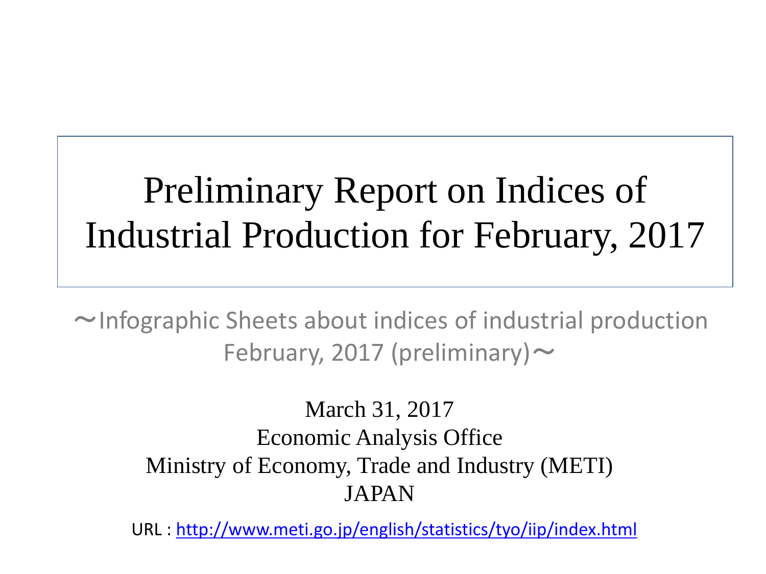# Preliminary Report on Indices of Industrial Production for February, 2017

〜Infographic Sheets about indices of industrial production February, 2017 (preliminary)〜

March 31, 2017
Economic Analysis Office
Ministry of Economy, Trade and Industry (METI)
JAPAN

URL : http://www.meti.go.jp/english/statistics/tyo/iip/index.html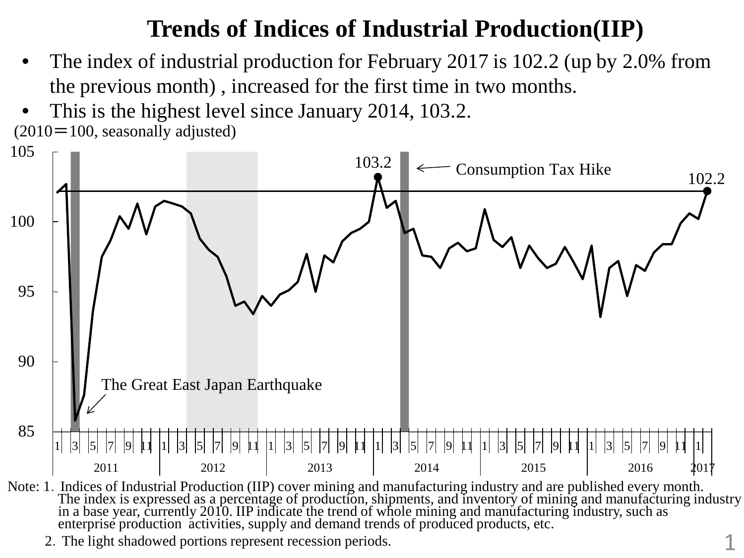# Trends of Indices of Industrial Production(IIP)

- The index of industrial production for February 2017 is 102.2 (up by 2.0% from the previous month) , increased for the first time in two months.
- This is the highest level since January 2014, 103.2.

(2010＝100, seasonally adjusted)

Note: 1. Indices of Industrial Production (IIP) cover mining and manufacturing industry and are published every month. The index is expressed as a percentage of production, shipments, and inventory of mining and manufacturing industry in a base year, currently 2010. IIP indicate the trend of whole mining and manufacturing industry, such as enterprise production activities, supply and demand trends of produced products, etc.

2. The light shadowed portions represent recession periods.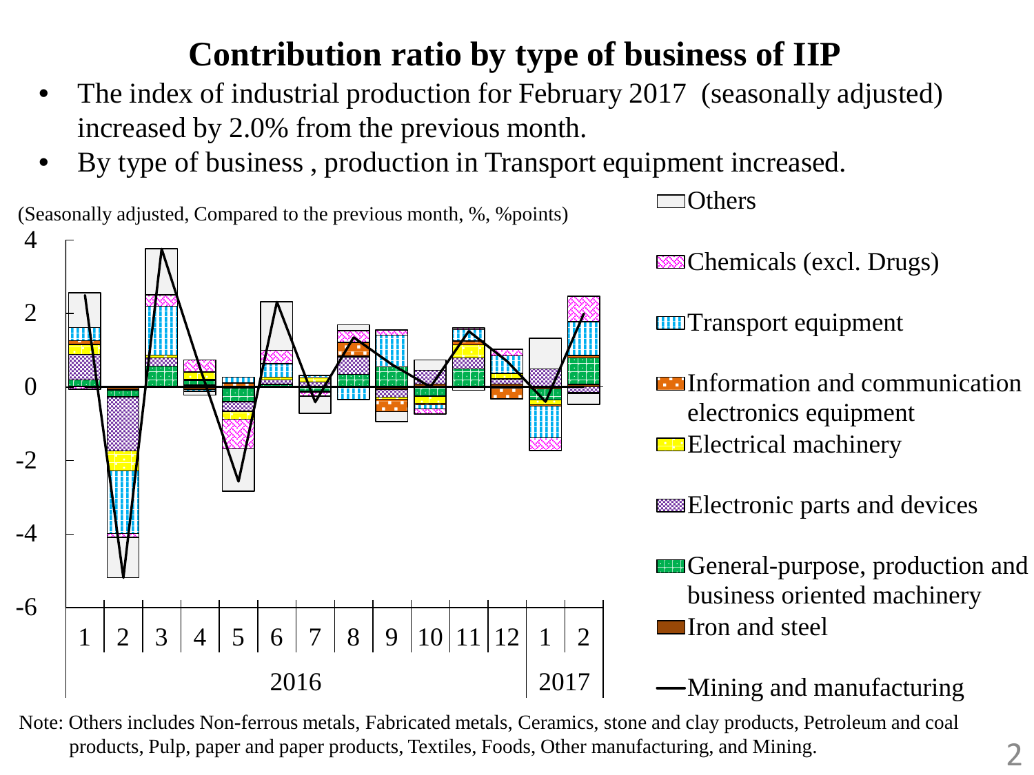# Contribution ratio by type of business of IIP

- The index of industrial production for February 2017 (seasonally adjusted) increased by 2.0% from the previous month.
- By type of business , production in Transport equipment increased.

(Seasonally adjusted, Compared to the previous month, %, %points)

Legend:
- Others
- Chemicals (excl. Drugs)
- Transport equipment
- Information and communication electronics equipment
- Electrical machinery
- Electronic parts and devices
- General-purpose, production and business oriented machinery
- Iron and steel
- Mining and manufacturing

Note: Others includes Non-ferrous metals, Fabricated metals, Ceramics, stone and clay products, Petroleum and coal products, Pulp, paper and paper products, Textiles, Foods, Other manufacturing, and Mining.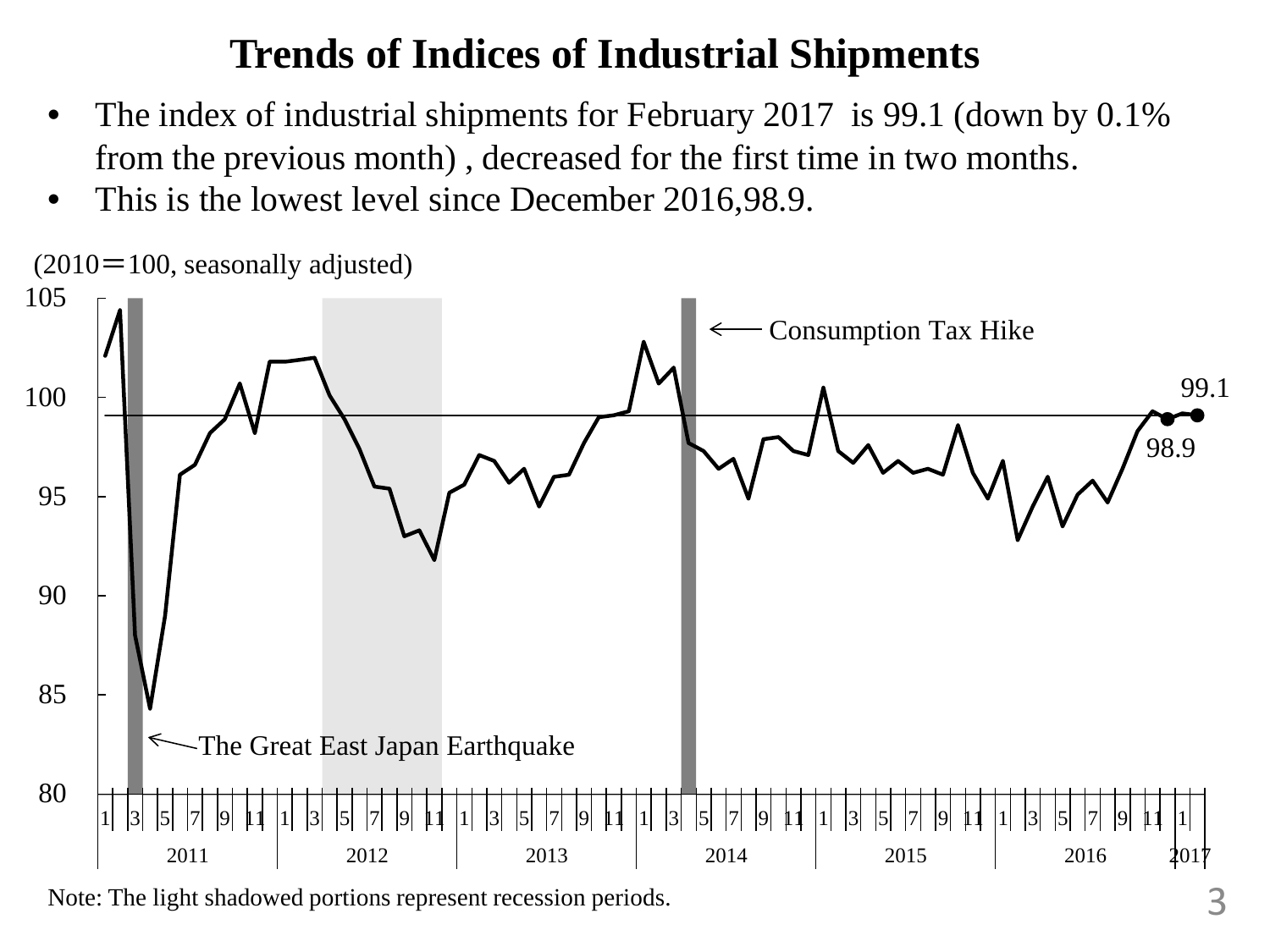# Trends of Indices of Industrial Shipments

- The index of industrial shipments for February 2017 is 99.1 (down by 0.1% from the previous month) , decreased for the first time in two months.
- This is the lowest level since December 2016,98.9.

(2010＝100, seasonally adjusted)

Consumption Tax Hike

The Great East Japan Earthquake

99.1

98.9

Note: The light shadowed portions represent recession periods.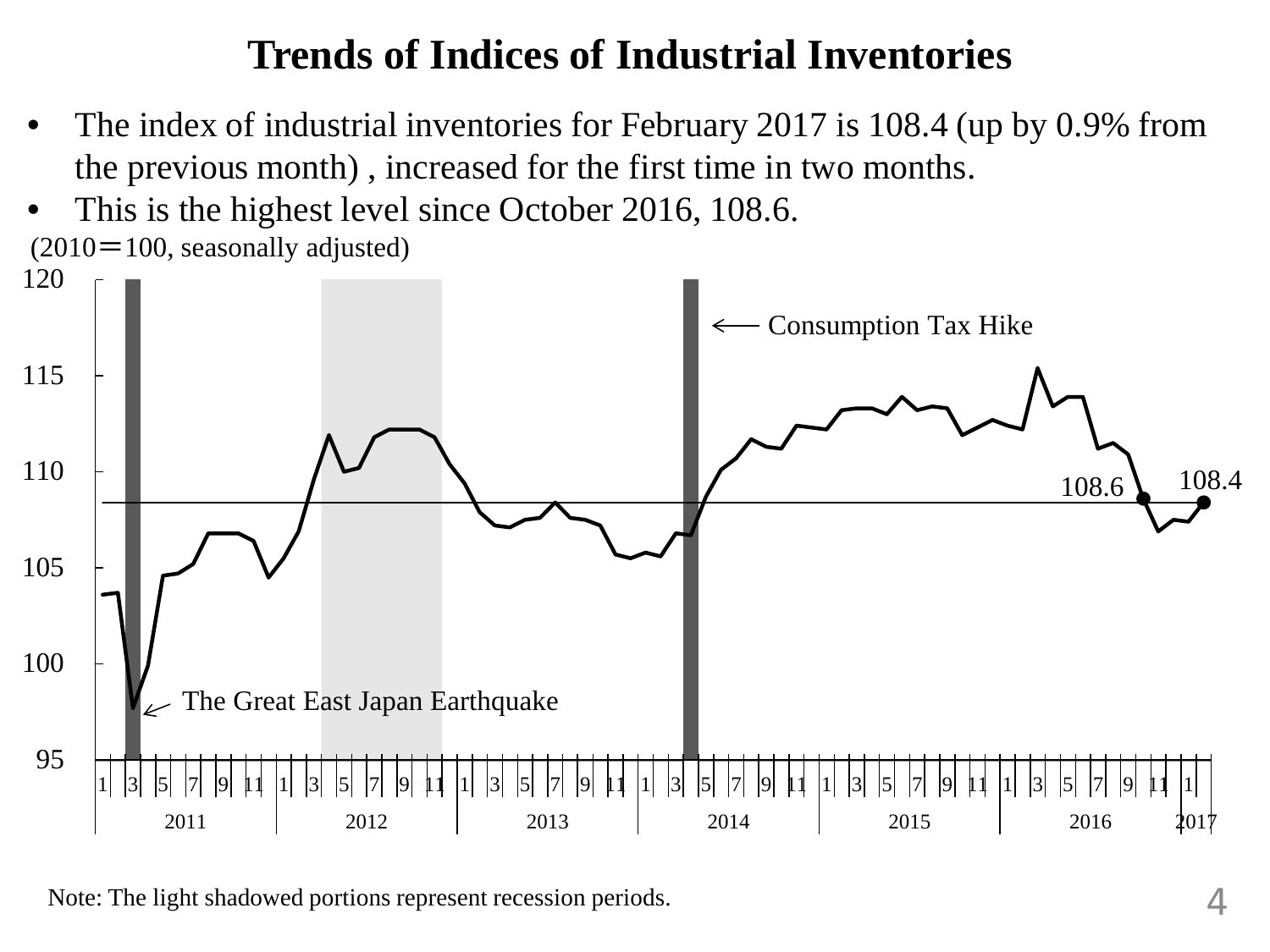# Trends of Indices of Industrial Inventories

- The index of industrial inventories for February 2017 is 108.4 (up by 0.9% from the previous month) , increased for the first time in two months.
- This is the highest level since October 2016, 108.6.

(2010＝100, seasonally adjusted)

Note: The light shadowed portions represent recession periods.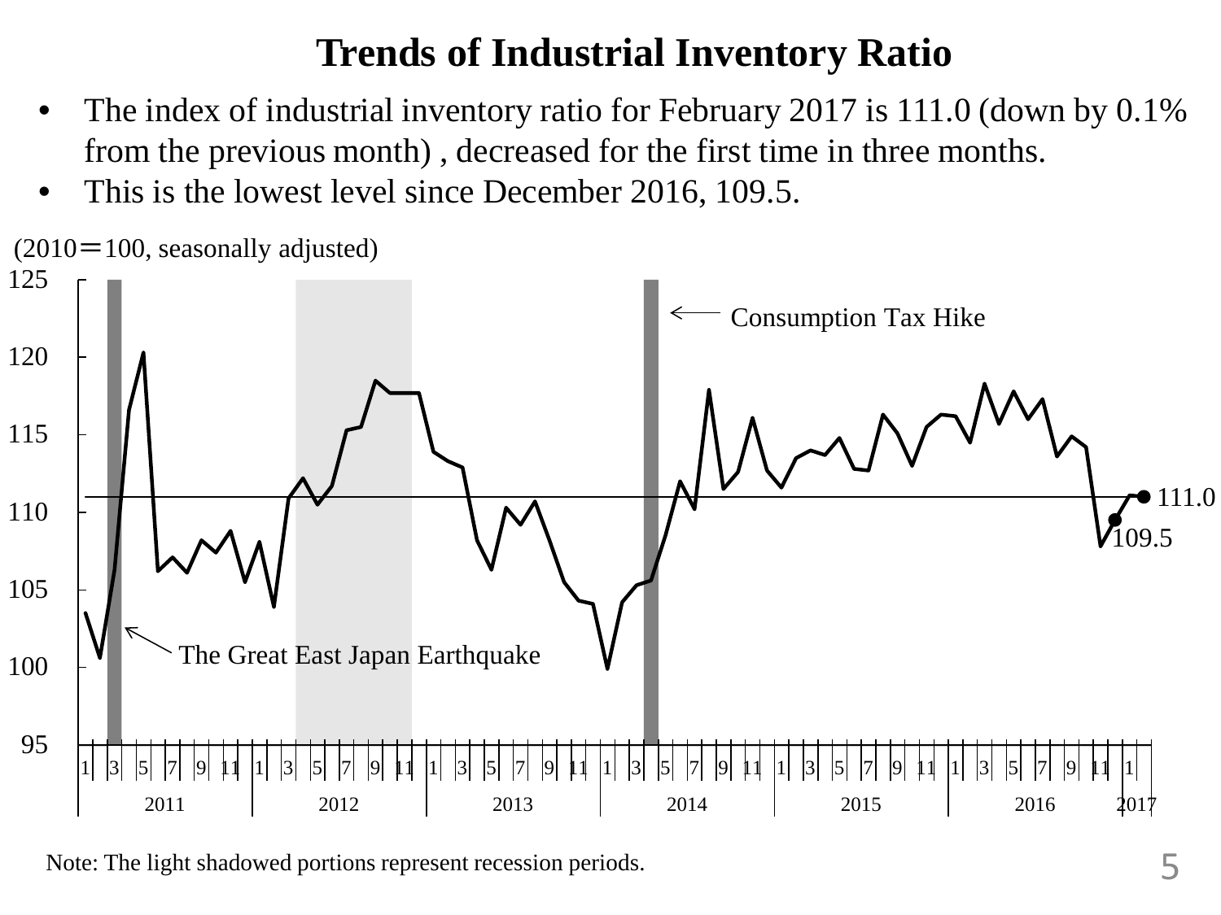# Trends of Industrial Inventory Ratio

- The index of industrial inventory ratio for February 2017 is 111.0 (down by 0.1% from the previous month) , decreased for the first time in three months.
- This is the lowest level since December 2016, 109.5.

(2010＝100, seasonally adjusted)

Note: The light shadowed portions represent recession periods.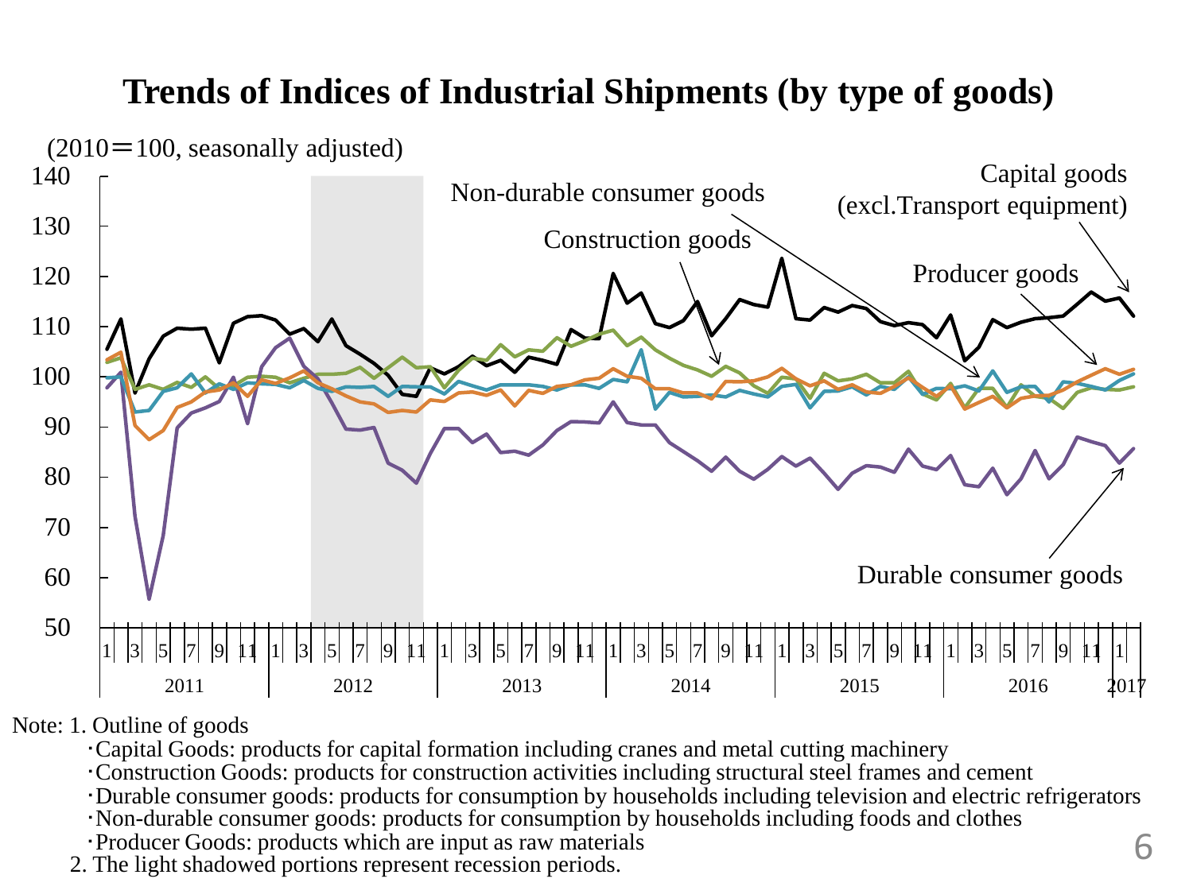# Trends of Indices of Industrial Shipments (by type of goods)

(2010＝100, seasonally adjusted)

Non-durable consumer goods

Construction goods

Capital goods (excl.Transport equipment)

Producer goods

Durable consumer goods

Note: 1. Outline of goods

- ･Capital Goods: products for capital formation including cranes and metal cutting machinery
- ･Construction Goods: products for construction activities including structural steel frames and cement
- ･Durable consumer goods: products for consumption by households including television and electric refrigerators
- ･Non-durable consumer goods: products for consumption by households including foods and clothes
- ･Producer Goods: products which are input as raw materials

2. The light shadowed portions represent recession periods.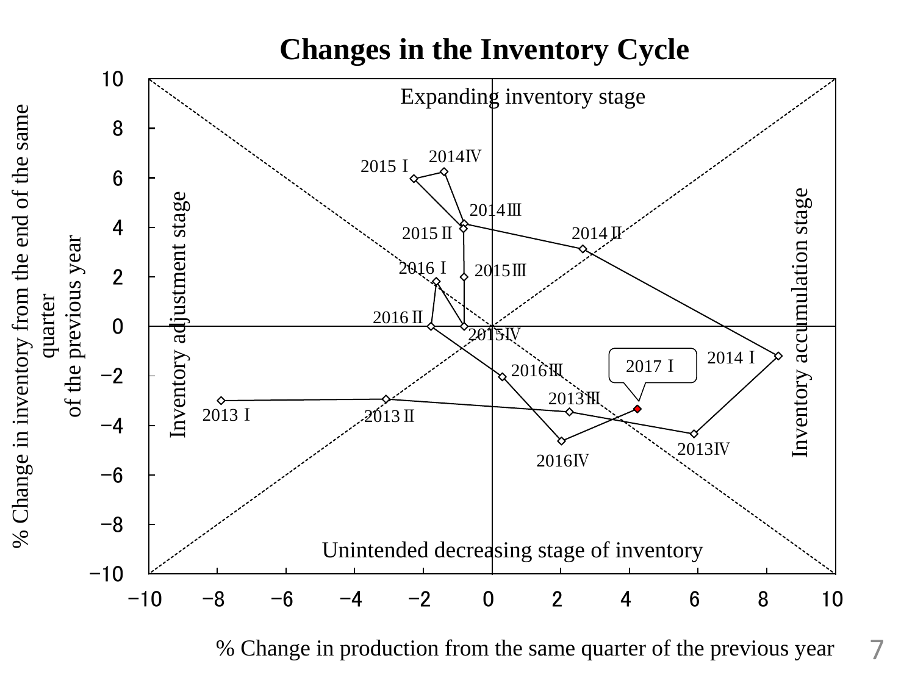# Changes in the Inventory Cycle

Expanding inventory stage

Inventory adjustment stage

Inventory accumulation stage

Unintended decreasing stage of inventory

2013Ⅰ
2013Ⅱ
2013Ⅲ
2013Ⅳ
2014Ⅰ
2014Ⅱ
2014Ⅲ
2014Ⅳ
2015Ⅰ
2015Ⅱ
2015Ⅲ
2015Ⅳ
2016Ⅰ
2016Ⅱ
2016Ⅲ
2016Ⅳ
2017Ⅰ

10
8
6
4
2
0
−2
−4
−6
−8
−10

−10 −8 −6 −4 −2 0 2 4 6 8 10

% Change in inventory from the end of the same quarter of the previous year

% Change in production from the same quarter of the previous year